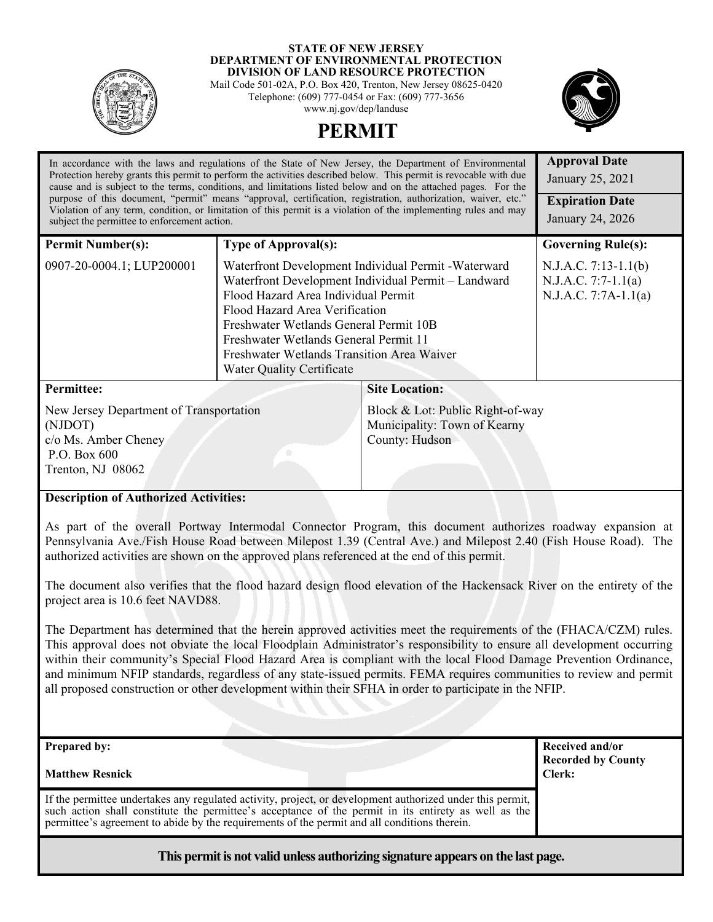**STATE OF NEW JERSEY**
**DEPARTMENT OF ENVIRONMENTAL PROTECTION**
**DIVISION OF LAND RESOURCE PROTECTION**
Mail Code 501-02A, P.O. Box 420, Trenton, New Jersey 08625-0420
Telephone: (609) 777-0454 or Fax: (609) 777-3656
www.nj.gov/dep/landuse

# PERMIT

| In accordance with the laws and regulations of the State of New Jersey, the Department of Environmental Protection hereby grants this permit to perform the activities described below. This permit is revocable with due cause and is subject to the terms, conditions, and limitations listed below and on the attached pages. For the purpose of this document, "permit" means "approval, certification, registration, authorization, waiver, etc." Violation of any term, condition, or limitation of this permit is a violation of the implementing rules and may subject the permittee to enforcement action. | **Approval Date** January 25, 2021 **Expiration Date** January 24, 2026 |
|---|---|

| **Permit Number(s):** | **Type of Approval(s):** | **Governing Rule(s):** |
|---|---|---|
| 0907-20-0004.1; LUP200001 | Waterfront Development Individual Permit -Waterward<br>Waterfront Development Individual Permit – Landward<br>Flood Hazard Area Individual Permit<br>Flood Hazard Area Verification<br>Freshwater Wetlands General Permit 10B<br>Freshwater Wetlands General Permit 11<br>Freshwater Wetlands Transition Area Waiver<br>Water Quality Certificate | N.J.A.C. 7:13-1.1(b)<br>N.J.A.C. 7:7-1.1(a)<br>N.J.A.C. 7:7A-1.1(a) |

| **Permittee:** | **Site Location:** |
|---|---|
| New Jersey Department of Transportation (NJDOT)<br>c/o Ms. Amber Cheney<br>P.O. Box 600<br>Trenton, NJ 08062 | Block & Lot: Public Right-of-way<br>Municipality: Town of Kearny<br>County: Hudson |

**Description of Authorized Activities:**

As part of the overall Portway Intermodal Connector Program, this document authorizes roadway expansion at Pennsylvania Ave./Fish House Road between Milepost 1.39 (Central Ave.) and Milepost 2.40 (Fish House Road). The authorized activities are shown on the approved plans referenced at the end of this permit.

The document also verifies that the flood hazard design flood elevation of the Hackensack River on the entirety of the project area is 10.6 feet NAVD88.

The Department has determined that the herein approved activities meet the requirements of the (FHACA/CZM) rules. This approval does not obviate the local Floodplain Administrator's responsibility to ensure all development occurring within their community's Special Flood Hazard Area is compliant with the local Flood Damage Prevention Ordinance, and minimum NFIP standards, regardless of any state-issued permits. FEMA requires communities to review and permit all proposed construction or other development within their SFHA in order to participate in the NFIP.

| **Prepared by:**<br><br>**Matthew Resnick** | **Received and/or Recorded by County Clerk:** |
|---|---|
| If the permittee undertakes any regulated activity, project, or development authorized under this permit, such action shall constitute the permittee's acceptance of the permit in its entirety as well as the permittee's agreement to abide by the requirements of the permit and all conditions therein. | |

**This permit is not valid unless authorizing signature appears on the last page.**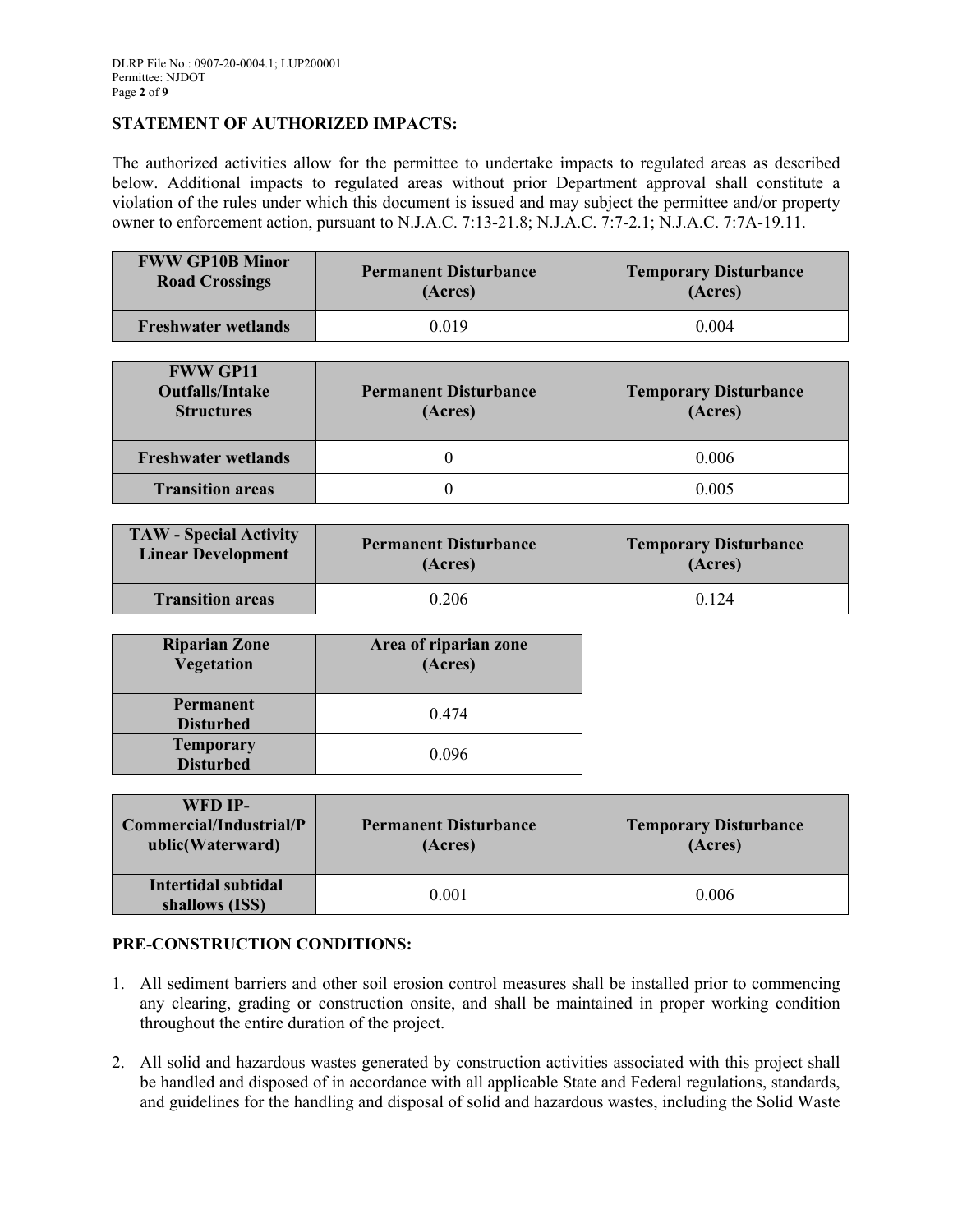**STATEMENT OF AUTHORIZED IMPACTS:**

The authorized activities allow for the permittee to undertake impacts to regulated areas as described below. Additional impacts to regulated areas without prior Department approval shall constitute a violation of the rules under which this document is issued and may subject the permittee and/or property owner to enforcement action, pursuant to N.J.A.C. 7:13-21.8; N.J.A.C. 7:7-2.1; N.J.A.C. 7:7A-19.11.

| FWW GP10B Minor Road Crossings | Permanent Disturbance (Acres) | Temporary Disturbance (Acres) |
|---|---|---|
| Freshwater wetlands | 0.019 | 0.004 |

| FWW GP11 Outfalls/Intake Structures | Permanent Disturbance (Acres) | Temporary Disturbance (Acres) |
|---|---|---|
| Freshwater wetlands | 0 | 0.006 |
| Transition areas | 0 | 0.005 |

| TAW - Special Activity Linear Development | Permanent Disturbance (Acres) | Temporary Disturbance (Acres) |
|---|---|---|
| Transition areas | 0.206 | 0.124 |

| Riparian Zone Vegetation | Area of riparian zone (Acres) |
|---|---|
| Permanent Disturbed | 0.474 |
| Temporary Disturbed | 0.096 |

| WFD IP-Commercial/Industrial/Public(Waterward) | Permanent Disturbance (Acres) | Temporary Disturbance (Acres) |
|---|---|---|
| Intertidal subtidal shallows (ISS) | 0.001 | 0.006 |

**PRE-CONSTRUCTION CONDITIONS:**

1. All sediment barriers and other soil erosion control measures shall be installed prior to commencing any clearing, grading or construction onsite, and shall be maintained in proper working condition throughout the entire duration of the project.

2. All solid and hazardous wastes generated by construction activities associated with this project shall be handled and disposed of in accordance with all applicable State and Federal regulations, standards, and guidelines for the handling and disposal of solid and hazardous wastes, including the Solid Waste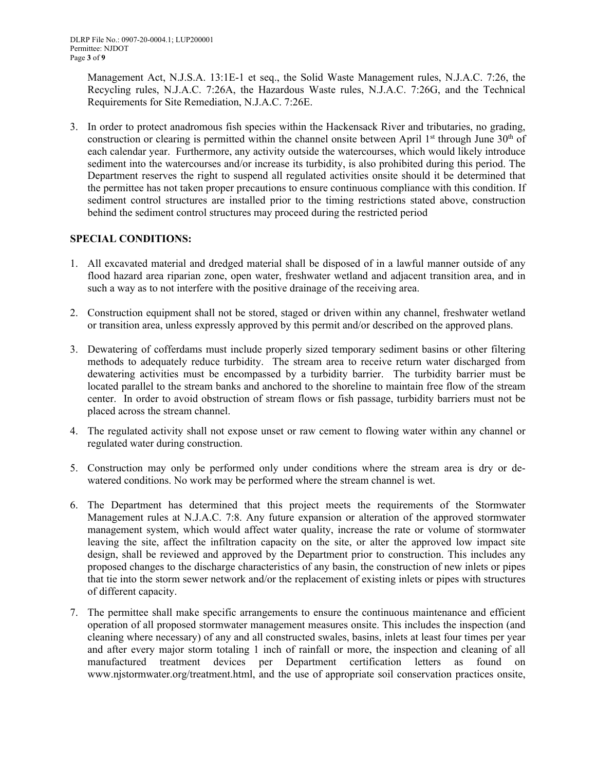Management Act, N.J.S.A. 13:1E-1 et seq., the Solid Waste Management rules, N.J.A.C. 7:26, the Recycling rules, N.J.A.C. 7:26A, the Hazardous Waste rules, N.J.A.C. 7:26G, and the Technical Requirements for Site Remediation, N.J.A.C. 7:26E.

3. In order to protect anadromous fish species within the Hackensack River and tributaries, no grading, construction or clearing is permitted within the channel onsite between April 1st through June 30th of each calendar year. Furthermore, any activity outside the watercourses, which would likely introduce sediment into the watercourses and/or increase its turbidity, is also prohibited during this period. The Department reserves the right to suspend all regulated activities onsite should it be determined that the permittee has not taken proper precautions to ensure continuous compliance with this condition. If sediment control structures are installed prior to the timing restrictions stated above, construction behind the sediment control structures may proceed during the restricted period

## SPECIAL CONDITIONS:

1. All excavated material and dredged material shall be disposed of in a lawful manner outside of any flood hazard area riparian zone, open water, freshwater wetland and adjacent transition area, and in such a way as to not interfere with the positive drainage of the receiving area.

2. Construction equipment shall not be stored, staged or driven within any channel, freshwater wetland or transition area, unless expressly approved by this permit and/or described on the approved plans.

3. Dewatering of cofferdams must include properly sized temporary sediment basins or other filtering methods to adequately reduce turbidity. The stream area to receive return water discharged from dewatering activities must be encompassed by a turbidity barrier. The turbidity barrier must be located parallel to the stream banks and anchored to the shoreline to maintain free flow of the stream center. In order to avoid obstruction of stream flows or fish passage, turbidity barriers must not be placed across the stream channel.

4. The regulated activity shall not expose unset or raw cement to flowing water within any channel or regulated water during construction.

5. Construction may only be performed only under conditions where the stream area is dry or de-watered conditions. No work may be performed where the stream channel is wet.

6. The Department has determined that this project meets the requirements of the Stormwater Management rules at N.J.A.C. 7:8. Any future expansion or alteration of the approved stormwater management system, which would affect water quality, increase the rate or volume of stormwater leaving the site, affect the infiltration capacity on the site, or alter the approved low impact site design, shall be reviewed and approved by the Department prior to construction. This includes any proposed changes to the discharge characteristics of any basin, the construction of new inlets or pipes that tie into the storm sewer network and/or the replacement of existing inlets or pipes with structures of different capacity.

7. The permittee shall make specific arrangements to ensure the continuous maintenance and efficient operation of all proposed stormwater management measures onsite. This includes the inspection (and cleaning where necessary) of any and all constructed swales, basins, inlets at least four times per year and after every major storm totaling 1 inch of rainfall or more, the inspection and cleaning of all manufactured treatment devices per Department certification letters as found on www.njstormwater.org/treatment.html, and the use of appropriate soil conservation practices onsite,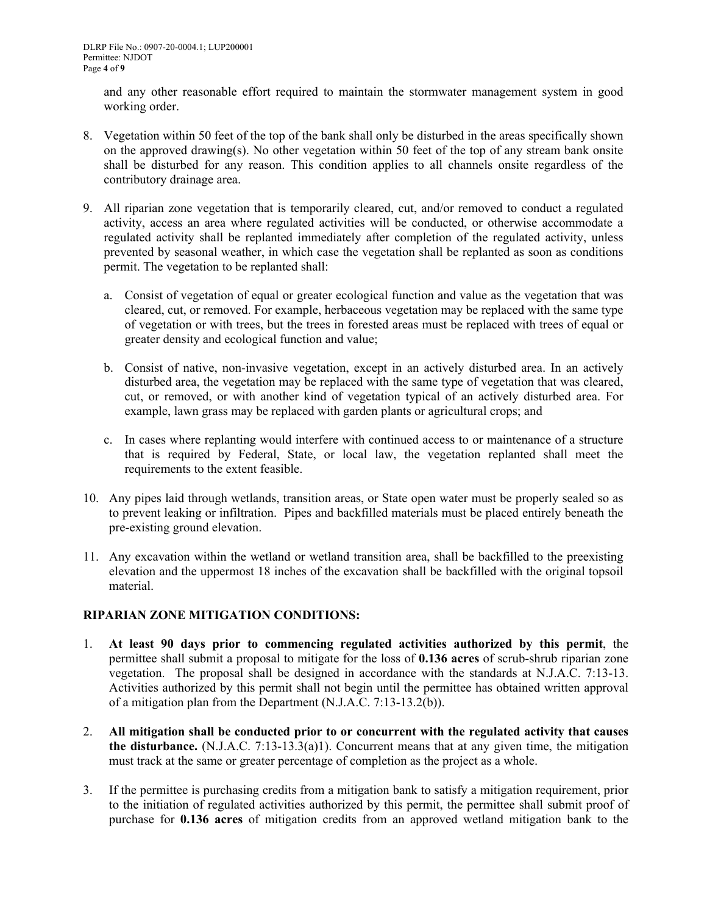and any other reasonable effort required to maintain the stormwater management system in good working order.

8. Vegetation within 50 feet of the top of the bank shall only be disturbed in the areas specifically shown on the approved drawing(s). No other vegetation within 50 feet of the top of any stream bank onsite shall be disturbed for any reason. This condition applies to all channels onsite regardless of the contributory drainage area.

9. All riparian zone vegetation that is temporarily cleared, cut, and/or removed to conduct a regulated activity, access an area where regulated activities will be conducted, or otherwise accommodate a regulated activity shall be replanted immediately after completion of the regulated activity, unless prevented by seasonal weather, in which case the vegetation shall be replanted as soon as conditions permit. The vegetation to be replanted shall:

    a. Consist of vegetation of equal or greater ecological function and value as the vegetation that was cleared, cut, or removed. For example, herbaceous vegetation may be replaced with the same type of vegetation or with trees, but the trees in forested areas must be replaced with trees of equal or greater density and ecological function and value;

    b. Consist of native, non-invasive vegetation, except in an actively disturbed area. In an actively disturbed area, the vegetation may be replaced with the same type of vegetation that was cleared, cut, or removed, or with another kind of vegetation typical of an actively disturbed area. For example, lawn grass may be replaced with garden plants or agricultural crops; and

    c. In cases where replanting would interfere with continued access to or maintenance of a structure that is required by Federal, State, or local law, the vegetation replanted shall meet the requirements to the extent feasible.

10. Any pipes laid through wetlands, transition areas, or State open water must be properly sealed so as to prevent leaking or infiltration. Pipes and backfilled materials must be placed entirely beneath the pre-existing ground elevation.

11. Any excavation within the wetland or wetland transition area, shall be backfilled to the preexisting elevation and the uppermost 18 inches of the excavation shall be backfilled with the original topsoil material.

**RIPARIAN ZONE MITIGATION CONDITIONS:**

1. **At least 90 days prior to commencing regulated activities authorized by this permit**, the permittee shall submit a proposal to mitigate for the loss of **0.136 acres** of scrub-shrub riparian zone vegetation. The proposal shall be designed in accordance with the standards at N.J.A.C. 7:13-13. Activities authorized by this permit shall not begin until the permittee has obtained written approval of a mitigation plan from the Department (N.J.A.C. 7:13-13.2(b)).

2. **All mitigation shall be conducted prior to or concurrent with the regulated activity that causes the disturbance.** (N.J.A.C. 7:13-13.3(a)1). Concurrent means that at any given time, the mitigation must track at the same or greater percentage of completion as the project as a whole.

3. If the permittee is purchasing credits from a mitigation bank to satisfy a mitigation requirement, prior to the initiation of regulated activities authorized by this permit, the permittee shall submit proof of purchase for **0.136 acres** of mitigation credits from an approved wetland mitigation bank to the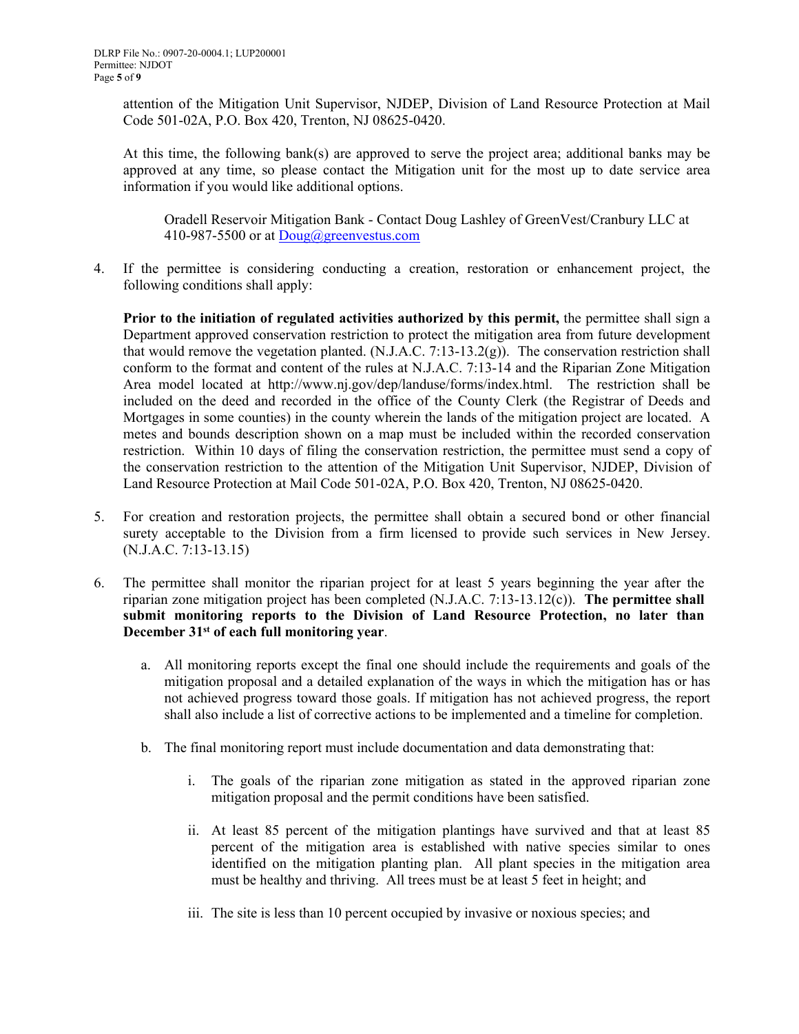attention of the Mitigation Unit Supervisor, NJDEP, Division of Land Resource Protection at Mail Code 501-02A, P.O. Box 420, Trenton, NJ 08625-0420.

At this time, the following bank(s) are approved to serve the project area; additional banks may be approved at any time, so please contact the Mitigation unit for the most up to date service area information if you would like additional options.

Oradell Reservoir Mitigation Bank - Contact Doug Lashley of GreenVest/Cranbury LLC at 410-987-5500 or at Doug@greenvestus.com

4. If the permittee is considering conducting a creation, restoration or enhancement project, the following conditions shall apply:

   **Prior to the initiation of regulated activities authorized by this permit,** the permittee shall sign a Department approved conservation restriction to protect the mitigation area from future development that would remove the vegetation planted. (N.J.A.C. 7:13-13.2(g)). The conservation restriction shall conform to the format and content of the rules at N.J.A.C. 7:13-14 and the Riparian Zone Mitigation Area model located at http://www.nj.gov/dep/landuse/forms/index.html. The restriction shall be included on the deed and recorded in the office of the County Clerk (the Registrar of Deeds and Mortgages in some counties) in the county wherein the lands of the mitigation project are located. A metes and bounds description shown on a map must be included within the recorded conservation restriction. Within 10 days of filing the conservation restriction, the permittee must send a copy of the conservation restriction to the attention of the Mitigation Unit Supervisor, NJDEP, Division of Land Resource Protection at Mail Code 501-02A, P.O. Box 420, Trenton, NJ 08625-0420.

5. For creation and restoration projects, the permittee shall obtain a secured bond or other financial surety acceptable to the Division from a firm licensed to provide such services in New Jersey. (N.J.A.C. 7:13-13.15)

6. The permittee shall monitor the riparian project for at least 5 years beginning the year after the riparian zone mitigation project has been completed (N.J.A.C. 7:13-13.12(c)). **The permittee shall submit monitoring reports to the Division of Land Resource Protection, no later than December 31st of each full monitoring year**.

   a. All monitoring reports except the final one should include the requirements and goals of the mitigation proposal and a detailed explanation of the ways in which the mitigation has or has not achieved progress toward those goals. If mitigation has not achieved progress, the report shall also include a list of corrective actions to be implemented and a timeline for completion.

   b. The final monitoring report must include documentation and data demonstrating that:

      i. The goals of the riparian zone mitigation as stated in the approved riparian zone mitigation proposal and the permit conditions have been satisfied.

      ii. At least 85 percent of the mitigation plantings have survived and that at least 85 percent of the mitigation area is established with native species similar to ones identified on the mitigation planting plan. All plant species in the mitigation area must be healthy and thriving. All trees must be at least 5 feet in height; and

      iii. The site is less than 10 percent occupied by invasive or noxious species; and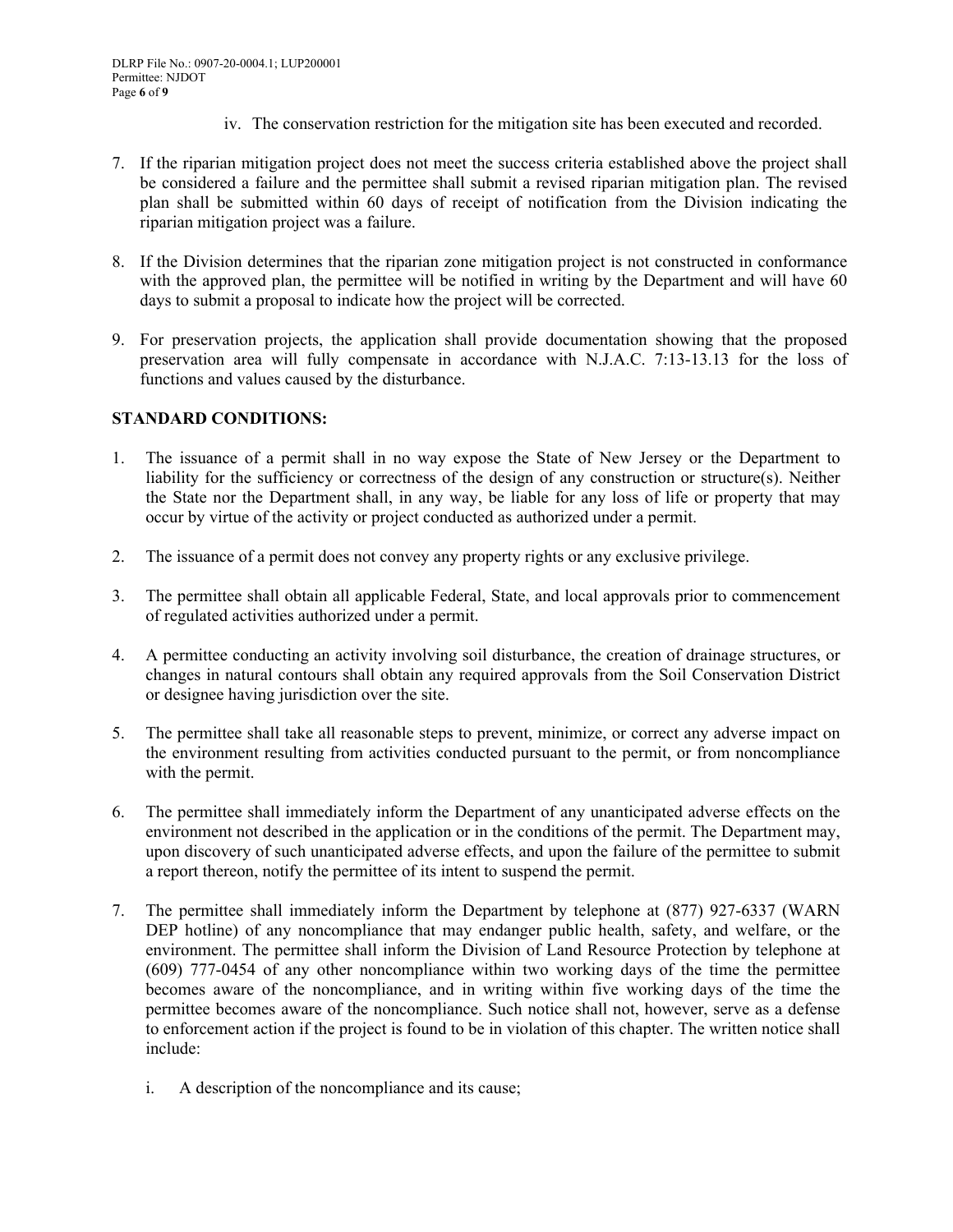iv. The conservation restriction for the mitigation site has been executed and recorded.

7. If the riparian mitigation project does not meet the success criteria established above the project shall be considered a failure and the permittee shall submit a revised riparian mitigation plan. The revised plan shall be submitted within 60 days of receipt of notification from the Division indicating the riparian mitigation project was a failure.

8. If the Division determines that the riparian zone mitigation project is not constructed in conformance with the approved plan, the permittee will be notified in writing by the Department and will have 60 days to submit a proposal to indicate how the project will be corrected.

9. For preservation projects, the application shall provide documentation showing that the proposed preservation area will fully compensate in accordance with N.J.A.C. 7:13-13.13 for the loss of functions and values caused by the disturbance.

**STANDARD CONDITIONS:**

1. The issuance of a permit shall in no way expose the State of New Jersey or the Department to liability for the sufficiency or correctness of the design of any construction or structure(s). Neither the State nor the Department shall, in any way, be liable for any loss of life or property that may occur by virtue of the activity or project conducted as authorized under a permit.

2. The issuance of a permit does not convey any property rights or any exclusive privilege.

3. The permittee shall obtain all applicable Federal, State, and local approvals prior to commencement of regulated activities authorized under a permit.

4. A permittee conducting an activity involving soil disturbance, the creation of drainage structures, or changes in natural contours shall obtain any required approvals from the Soil Conservation District or designee having jurisdiction over the site.

5. The permittee shall take all reasonable steps to prevent, minimize, or correct any adverse impact on the environment resulting from activities conducted pursuant to the permit, or from noncompliance with the permit.

6. The permittee shall immediately inform the Department of any unanticipated adverse effects on the environment not described in the application or in the conditions of the permit. The Department may, upon discovery of such unanticipated adverse effects, and upon the failure of the permittee to submit a report thereon, notify the permittee of its intent to suspend the permit.

7. The permittee shall immediately inform the Department by telephone at (877) 927-6337 (WARN DEP hotline) of any noncompliance that may endanger public health, safety, and welfare, or the environment. The permittee shall inform the Division of Land Resource Protection by telephone at (609) 777-0454 of any other noncompliance within two working days of the time the permittee becomes aware of the noncompliance, and in writing within five working days of the time the permittee becomes aware of the noncompliance. Such notice shall not, however, serve as a defense to enforcement action if the project is found to be in violation of this chapter. The written notice shall include:

   i. A description of the noncompliance and its cause;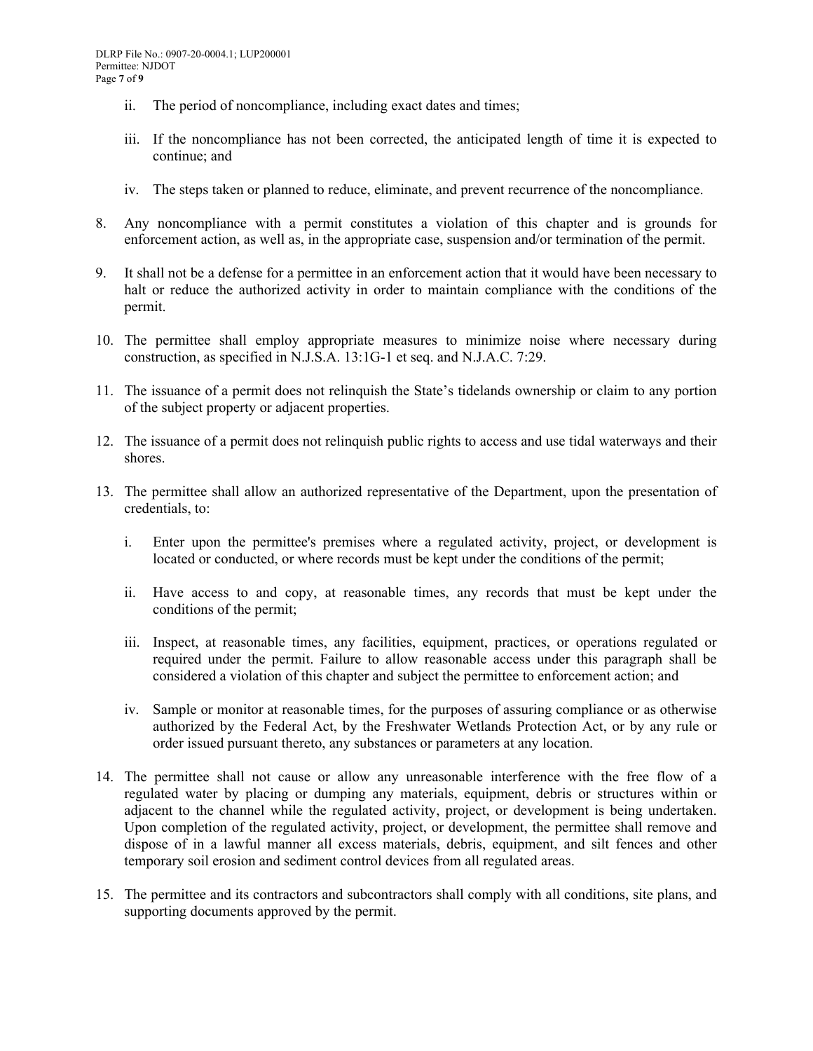ii. The period of noncompliance, including exact dates and times;

   iii. If the noncompliance has not been corrected, the anticipated length of time it is expected to continue; and

   iv. The steps taken or planned to reduce, eliminate, and prevent recurrence of the noncompliance.

8. Any noncompliance with a permit constitutes a violation of this chapter and is grounds for enforcement action, as well as, in the appropriate case, suspension and/or termination of the permit.

9. It shall not be a defense for a permittee in an enforcement action that it would have been necessary to halt or reduce the authorized activity in order to maintain compliance with the conditions of the permit.

10. The permittee shall employ appropriate measures to minimize noise where necessary during construction, as specified in N.J.S.A. 13:1G-1 et seq. and N.J.A.C. 7:29.

11. The issuance of a permit does not relinquish the State's tidelands ownership or claim to any portion of the subject property or adjacent properties.

12. The issuance of a permit does not relinquish public rights to access and use tidal waterways and their shores.

13. The permittee shall allow an authorized representative of the Department, upon the presentation of credentials, to:

   i. Enter upon the permittee's premises where a regulated activity, project, or development is located or conducted, or where records must be kept under the conditions of the permit;

   ii. Have access to and copy, at reasonable times, any records that must be kept under the conditions of the permit;

   iii. Inspect, at reasonable times, any facilities, equipment, practices, or operations regulated or required under the permit. Failure to allow reasonable access under this paragraph shall be considered a violation of this chapter and subject the permittee to enforcement action; and

   iv. Sample or monitor at reasonable times, for the purposes of assuring compliance or as otherwise authorized by the Federal Act, by the Freshwater Wetlands Protection Act, or by any rule or order issued pursuant thereto, any substances or parameters at any location.

14. The permittee shall not cause or allow any unreasonable interference with the free flow of a regulated water by placing or dumping any materials, equipment, debris or structures within or adjacent to the channel while the regulated activity, project, or development is being undertaken. Upon completion of the regulated activity, project, or development, the permittee shall remove and dispose of in a lawful manner all excess materials, debris, equipment, and silt fences and other temporary soil erosion and sediment control devices from all regulated areas.

15. The permittee and its contractors and subcontractors shall comply with all conditions, site plans, and supporting documents approved by the permit.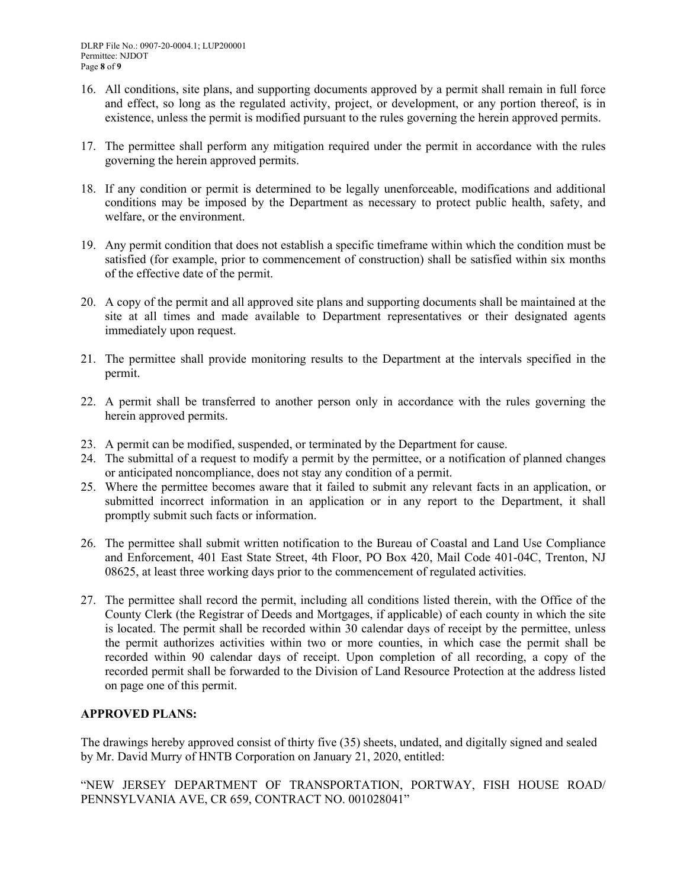16. All conditions, site plans, and supporting documents approved by a permit shall remain in full force and effect, so long as the regulated activity, project, or development, or any portion thereof, is in existence, unless the permit is modified pursuant to the rules governing the herein approved permits.

17. The permittee shall perform any mitigation required under the permit in accordance with the rules governing the herein approved permits.

18. If any condition or permit is determined to be legally unenforceable, modifications and additional conditions may be imposed by the Department as necessary to protect public health, safety, and welfare, or the environment.

19. Any permit condition that does not establish a specific timeframe within which the condition must be satisfied (for example, prior to commencement of construction) shall be satisfied within six months of the effective date of the permit.

20. A copy of the permit and all approved site plans and supporting documents shall be maintained at the site at all times and made available to Department representatives or their designated agents immediately upon request.

21. The permittee shall provide monitoring results to the Department at the intervals specified in the permit.

22. A permit shall be transferred to another person only in accordance with the rules governing the herein approved permits.

23. A permit can be modified, suspended, or terminated by the Department for cause.

24. The submittal of a request to modify a permit by the permittee, or a notification of planned changes or anticipated noncompliance, does not stay any condition of a permit.

25. Where the permittee becomes aware that it failed to submit any relevant facts in an application, or submitted incorrect information in an application or in any report to the Department, it shall promptly submit such facts or information.

26. The permittee shall submit written notification to the Bureau of Coastal and Land Use Compliance and Enforcement, 401 East State Street, 4th Floor, PO Box 420, Mail Code 401-04C, Trenton, NJ 08625, at least three working days prior to the commencement of regulated activities.

27. The permittee shall record the permit, including all conditions listed therein, with the Office of the County Clerk (the Registrar of Deeds and Mortgages, if applicable) of each county in which the site is located. The permit shall be recorded within 30 calendar days of receipt by the permittee, unless the permit authorizes activities within two or more counties, in which case the permit shall be recorded within 90 calendar days of receipt. Upon completion of all recording, a copy of the recorded permit shall be forwarded to the Division of Land Resource Protection at the address listed on page one of this permit.

**APPROVED PLANS:**

The drawings hereby approved consist of thirty five (35) sheets, undated, and digitally signed and sealed by Mr. David Murry of HNTB Corporation on January 21, 2020, entitled:

"NEW JERSEY DEPARTMENT OF TRANSPORTATION, PORTWAY, FISH HOUSE ROAD/ PENNSYLVANIA AVE, CR 659, CONTRACT NO. 001028041"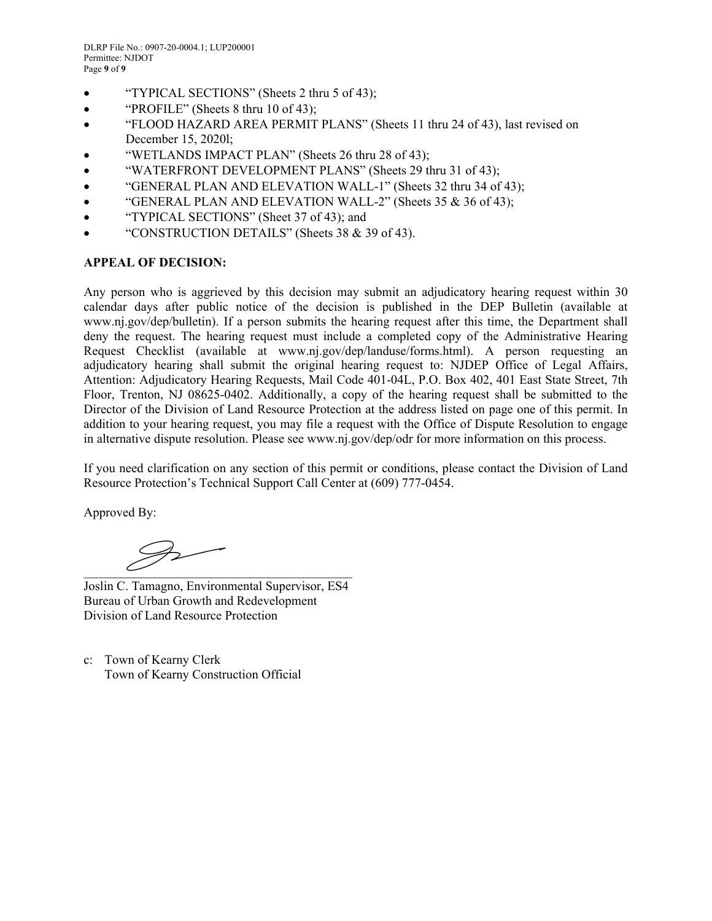- "TYPICAL SECTIONS" (Sheets 2 thru 5 of 43);
- "PROFILE" (Sheets 8 thru 10 of 43);
- "FLOOD HAZARD AREA PERMIT PLANS" (Sheets 11 thru 24 of 43), last revised on December 15, 2020l;
- "WETLANDS IMPACT PLAN" (Sheets 26 thru 28 of 43);
- "WATERFRONT DEVELOPMENT PLANS" (Sheets 29 thru 31 of 43);
- "GENERAL PLAN AND ELEVATION WALL-1" (Sheets 32 thru 34 of 43);
- "GENERAL PLAN AND ELEVATION WALL-2" (Sheets 35 & 36 of 43);
- "TYPICAL SECTIONS" (Sheet 37 of 43); and
- "CONSTRUCTION DETAILS" (Sheets 38 & 39 of 43).

**APPEAL OF DECISION:**

Any person who is aggrieved by this decision may submit an adjudicatory hearing request within 30 calendar days after public notice of the decision is published in the DEP Bulletin (available at www.nj.gov/dep/bulletin). If a person submits the hearing request after this time, the Department shall deny the request. The hearing request must include a completed copy of the Administrative Hearing Request Checklist (available at www.nj.gov/dep/landuse/forms.html). A person requesting an adjudicatory hearing shall submit the original hearing request to: NJDEP Office of Legal Affairs, Attention: Adjudicatory Hearing Requests, Mail Code 401-04L, P.O. Box 402, 401 East State Street, 7th Floor, Trenton, NJ 08625-0402. Additionally, a copy of the hearing request shall be submitted to the Director of the Division of Land Resource Protection at the address listed on page one of this permit. In addition to your hearing request, you may file a request with the Office of Dispute Resolution to engage in alternative dispute resolution. Please see www.nj.gov/dep/odr for more information on this process.

If you need clarification on any section of this permit or conditions, please contact the Division of Land Resource Protection's Technical Support Call Center at (609) 777-0454.

Approved By:

\_\_\_\_\_\_\_\_\_\_\_\_\_\_\_\_\_\_\_\_\_\_\_\_\_\_\_\_\_\_\_\_\_\_\_\_\_\_\_\_

Joslin C. Tamagno, Environmental Supervisor, ES4
Bureau of Urban Growth and Redevelopment
Division of Land Resource Protection

c: Town of Kearny Clerk
Town of Kearny Construction Official